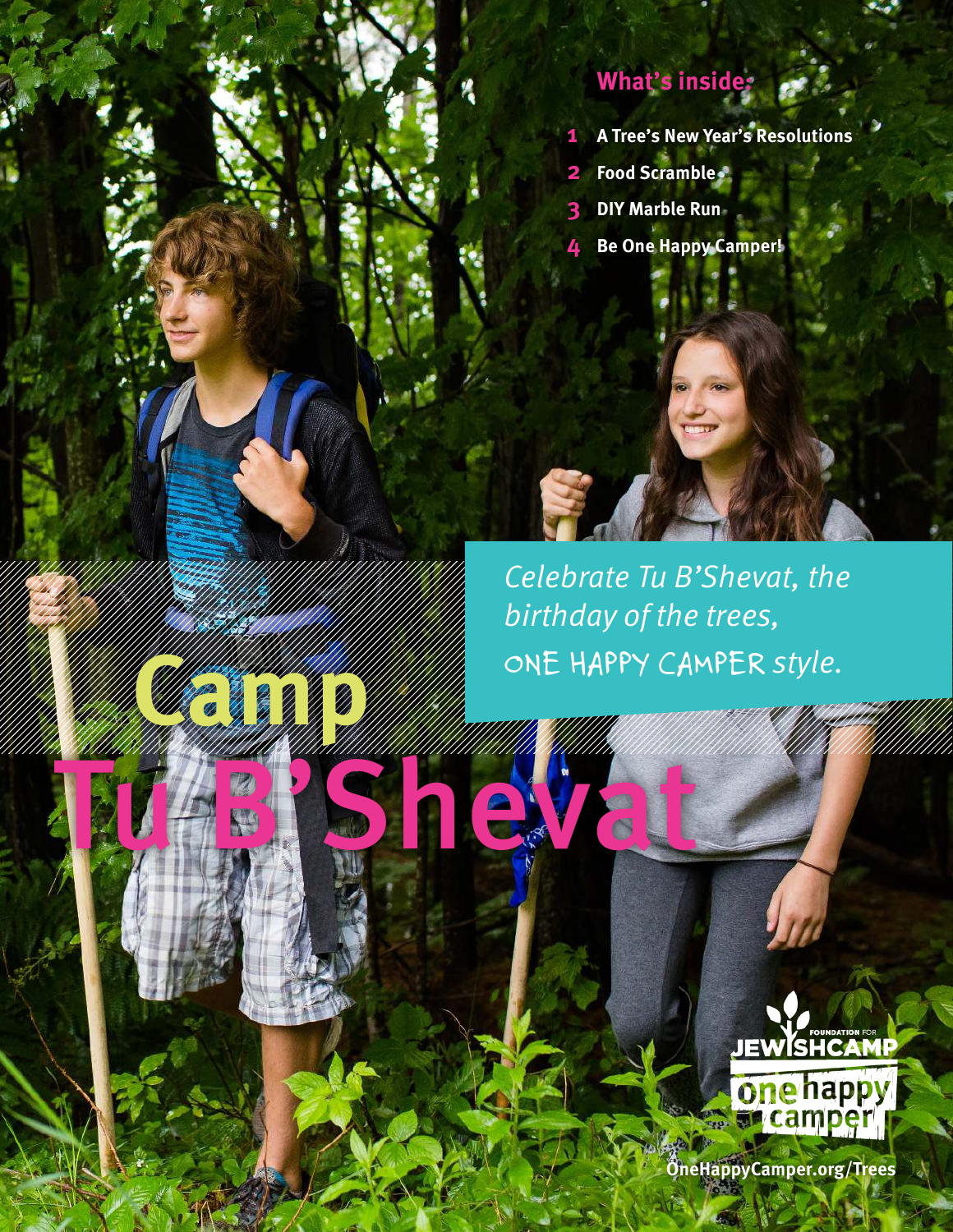# Camp Tu B'Shevat

*Celebrate Tu B'Shevat, the birthday of the trees,* ONE HAPPY CAMPER *style.*

## What's inside:

1. A Tree's New Year's Resolutions
2. Food Scramble
3. DIY Marble Run
4. Be One Happy Camper!

FOUNDATION FOR JEWISHCAMP

one happy camper

OneHappyCamper.org/Trees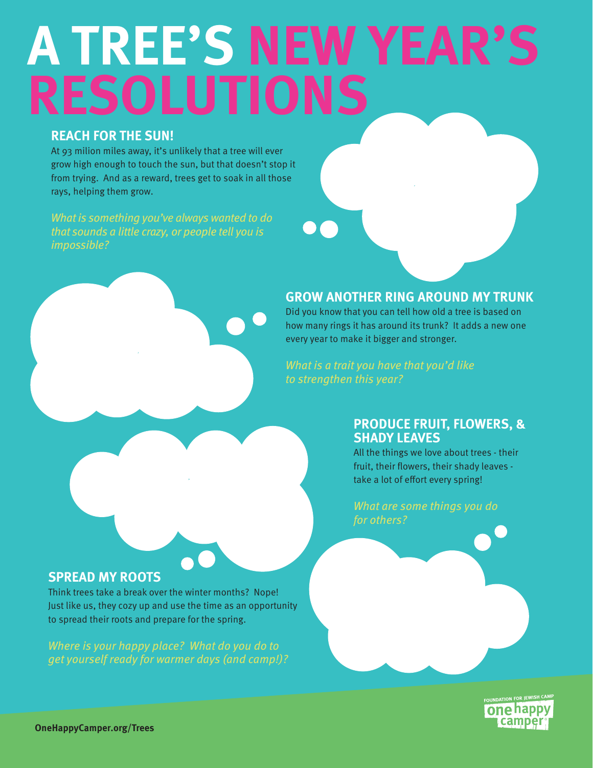# A TREE'S NEW YEAR'S RESOLUTIONS

## REACH FOR THE SUN!

At 93 milion miles away, it's unlikely that a tree will ever grow high enough to touch the sun, but that doesn't stop it from trying. And as a reward, trees get to soak in all those rays, helping them grow.

*What is something you've always wanted to do that sounds a little crazy, or people tell you is impossible?*

## GROW ANOTHER RING AROUND MY TRUNK

Did you know that you can tell how old a tree is based on how many rings it has around its trunk? It adds a new one every year to make it bigger and stronger.

*What is a trait you have that you'd like to strengthen this year?*

## PRODUCE FRUIT, FLOWERS, & SHADY LEAVES

All the things we love about trees - their fruit, their flowers, their shady leaves - take a lot of effort every spring!

*What are some things you do for others?*

## SPREAD MY ROOTS

Think trees take a break over the winter months? Nope! Just like us, they cozy up and use the time as an opportunity to spread their roots and prepare for the spring.

*Where is your happy place? What do you do to get yourself ready for warmer days (and camp!)?*

**OneHappyCamper.org/Trees**

FOUNDATION FOR JEWISH CAMP one happy camper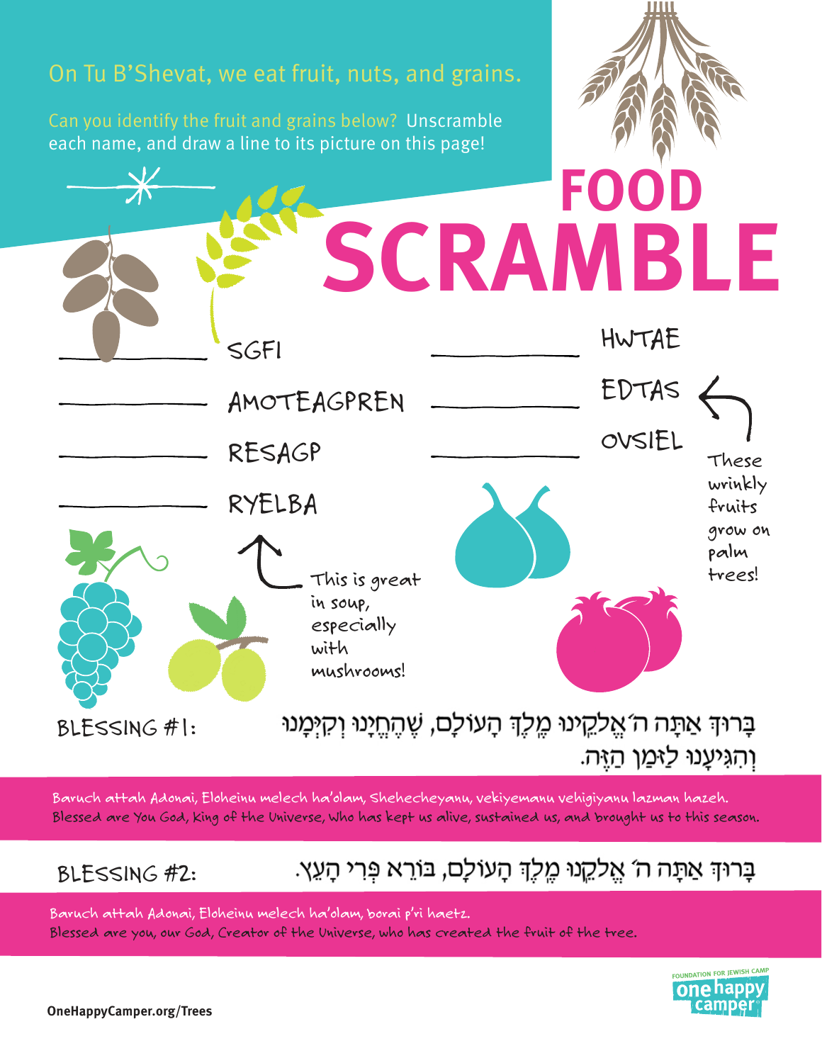On Tu B'Shevat, we eat fruit, nuts, and grains.

Can you identify the fruit and grains below? Unscramble each name, and draw a line to its picture on this page!

# FOOD SCRAMBLE

______ SGFI

______ AMOTEAGPREN

______ RESAGP

______ RYELBA

______ HWTAE

______ EDTAS

______ OVSIEL

These wrinkly fruits grow on palm trees!

This is great in soup, especially with mushrooms!

BLESSING #1: בָּרוּךְ אַתָּה ה׳ אֱלֹקֵינוּ מֶלֶךְ הָעוֹלָם, שֶׁהֶחֱיָנוּ וְקִיְּמָנוּ וְהִגִּיעָנוּ לַזְּמַן הַזֶּה.

Baruch attah Adonai, Eloheinu melech ha'olam, Shehecheyanu, vekiyemanu vehigiyanu lazman hazeh.
Blessed are You God, King of the Universe, Who has kept us alive, sustained us, and brought us to this season.

BLESSING #2: בָּרוּךְ אַתָּה ה׳ אֱלֹקֵנוּ מֶלֶךְ הָעוֹלָם, בּוֹרֵא פְּרִי הָעֵץ.

Baruch attah Adonai, Eloheinu melech ha'olam, borai p'ri haetz.
Blessed are you, our God, Creator of the Universe, who has created the fruit of the tree.

OneHappyCamper.org/Trees

FOUNDATION FOR JEWISH CAMP one happy camper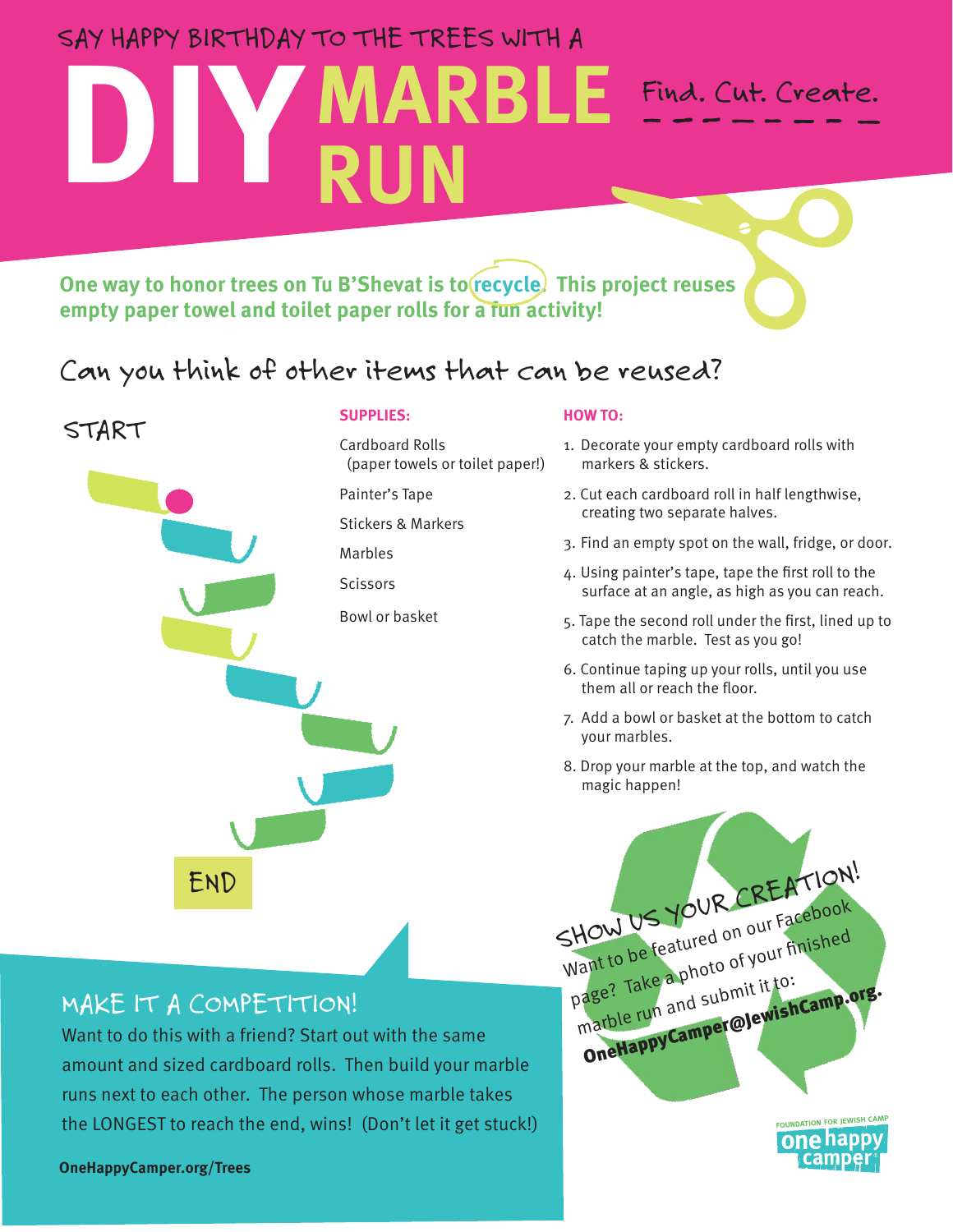SAY HAPPY BIRTHDAY TO THE TREES WITH A

# DIY MARBLE RUN

Find. Cut. Create.

**One way to honor trees on Tu B'Shevat is to recycle. This project reuses empty paper towel and toilet paper rolls for a fun activity!**

## Can you think of other items that can be reused?

START

END

### SUPPLIES:

- Cardboard Rolls (paper towels or toilet paper!)
- Painter's Tape
- Stickers & Markers
- Marbles
- Scissors
- Bowl or basket

### HOW TO:

1. Decorate your empty cardboard rolls with markers & stickers.
2. Cut each cardboard roll in half lengthwise, creating two separate halves.
3. Find an empty spot on the wall, fridge, or door.
4. Using painter's tape, tape the first roll to the surface at an angle, as high as you can reach.
5. Tape the second roll under the first, lined up to catch the marble. Test as you go!
6. Continue taping up your rolls, until you use them all or reach the floor.
7. Add a bowl or basket at the bottom to catch your marbles.
8. Drop your marble at the top, and watch the magic happen!

## MAKE IT A COMPETITION!

Want to do this with a friend? Start out with the same amount and sized cardboard rolls. Then build your marble runs next to each other. The person whose marble takes the LONGEST to reach the end, wins! (Don't let it get stuck!)

**OneHappyCamper.org/Trees**

## SHOW US YOUR CREATION!

Want to be featured on our Facebook page? Take a photo of your finished marble run and submit it to: **OneHappyCamper@JewishCamp.org.**

FOUNDATION FOR JEWISH CAMP one happy camper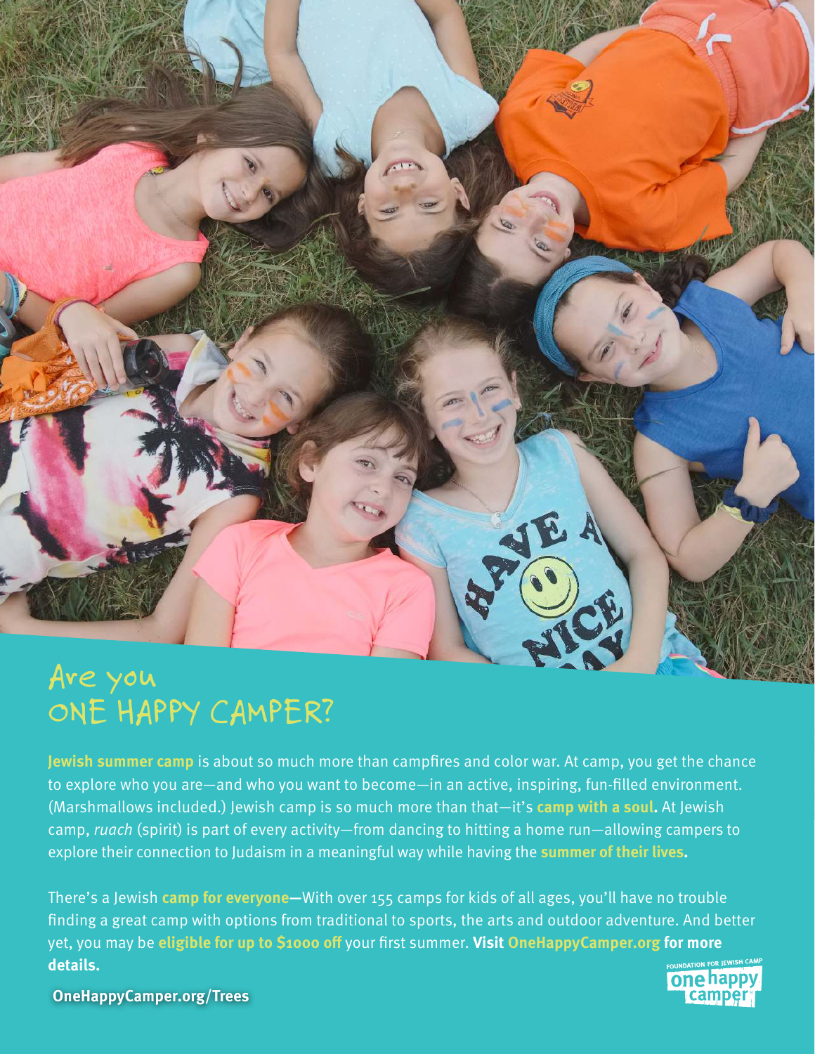# Are you ONE HAPPY CAMPER?

**Jewish summer camp** is about so much more than campfires and color war. At camp, you get the chance to explore who you are—and who you want to become—in an active, inspiring, fun-filled environment. (Marshmallows included.) Jewish camp is so much more than that—it's **camp with a soul.** At Jewish camp, *ruach* (spirit) is part of every activity—from dancing to hitting a home run—allowing campers to explore their connection to Judaism in a meaningful way while having the **summer of their lives.**

There's a Jewish **camp for everyone—**With over 155 camps for kids of all ages, you'll have no trouble finding a great camp with options from traditional to sports, the arts and outdoor adventure. And better yet, you may be **eligible for up to $1000 off** your first summer. **Visit OneHappyCamper.org for more details.**

**OneHappyCamper.org/Trees**

FOUNDATION FOR JEWISH CAMP one happy camper